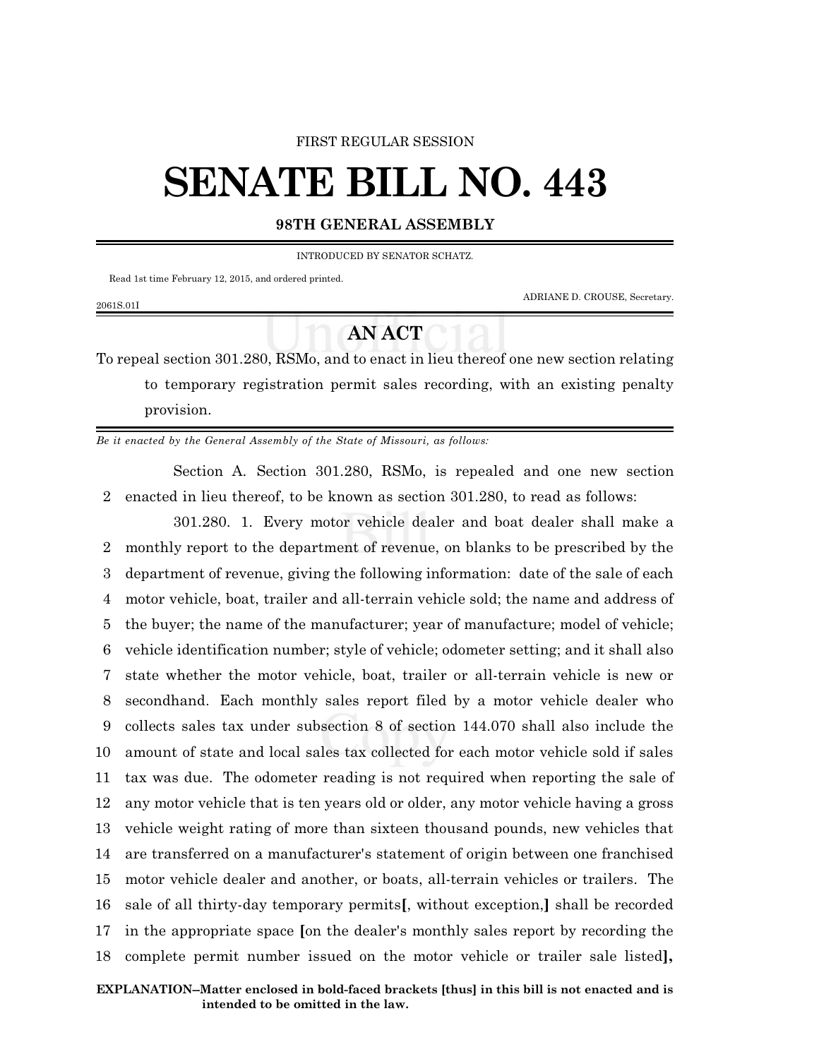FIRST REGULAR SESSION

# SENATE BILL NO. 443

**98TH GENERAL ASSEMBLY**

INTRODUCED BY SENATOR SCHATZ.

Read 1st time February 12, 2015, and ordered printed.

ADRIANE D. CROUSE, Secretary.

2061S.01I

## AN ACT

To repeal section 301.280, RSMo, and to enact in lieu thereof one new section relating to temporary registration permit sales recording, with an existing penalty provision.

*Be it enacted by the General Assembly of the State of Missouri, as follows:*

Section A. Section 301.280, RSMo, is repealed and one new section enacted in lieu thereof, to be known as section 301.280, to read as follows:

301.280. 1. Every motor vehicle dealer and boat dealer shall make a monthly report to the department of revenue, on blanks to be prescribed by the department of revenue, giving the following information: date of the sale of each motor vehicle, boat, trailer and all-terrain vehicle sold; the name and address of the buyer; the name of the manufacturer; year of manufacture; model of vehicle; vehicle identification number; style of vehicle; odometer setting; and it shall also state whether the motor vehicle, boat, trailer or all-terrain vehicle is new or secondhand. Each monthly sales report filed by a motor vehicle dealer who collects sales tax under subsection 8 of section 144.070 shall also include the amount of state and local sales tax collected for each motor vehicle sold if sales tax was due. The odometer reading is not required when reporting the sale of any motor vehicle that is ten years old or older, any motor vehicle having a gross vehicle weight rating of more than sixteen thousand pounds, new vehicles that are transferred on a manufacturer's statement of origin between one franchised motor vehicle dealer and another, or boats, all-terrain vehicles or trailers. The sale of all thirty-day temporary permits**[**, without exception,**]** shall be recorded in the appropriate space **[**on the dealer's monthly sales report by recording the complete permit number issued on the motor vehicle or trailer sale listed**]**,

**EXPLANATION–Matter enclosed in bold-faced brackets [thus] in this bill is not enacted and is intended to be omitted in the law.**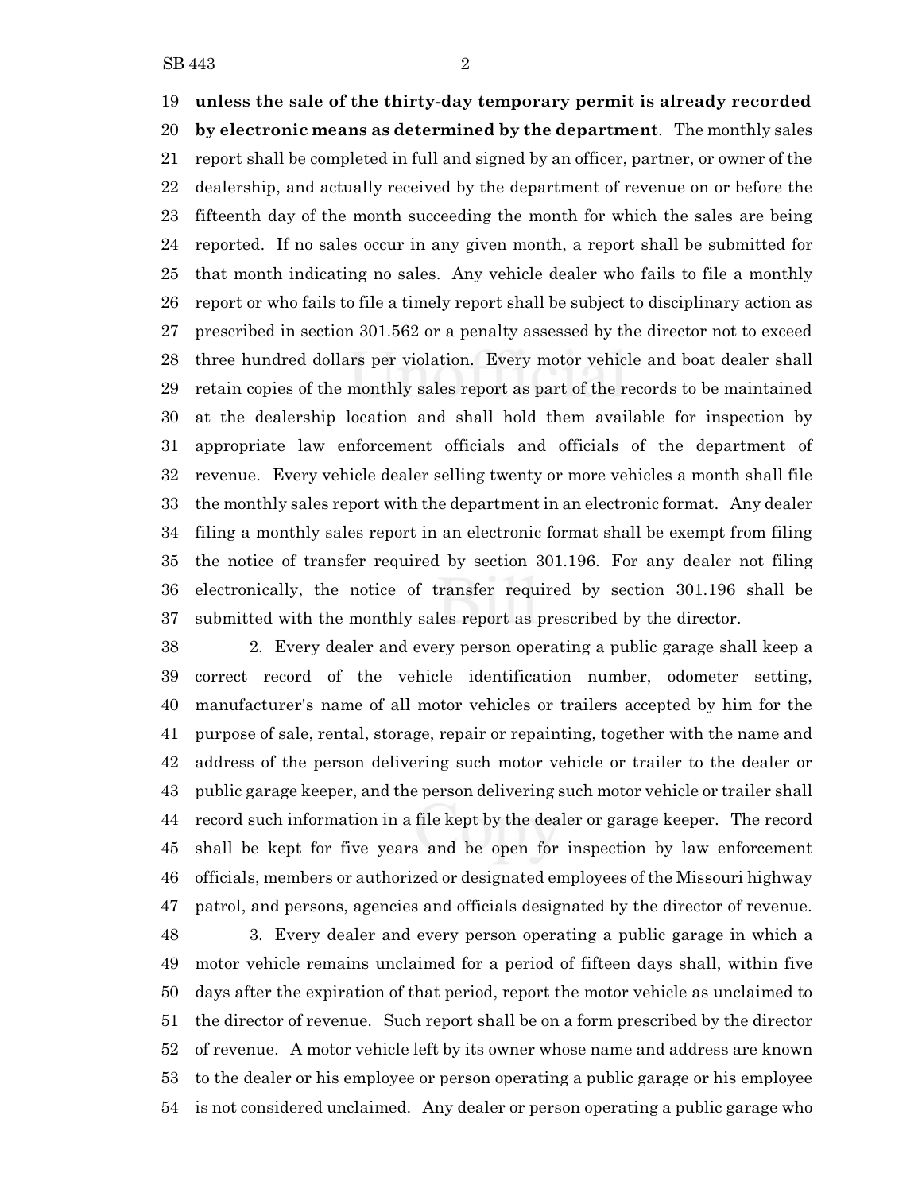**unless the sale of the thirty-day temporary permit is already recorded by electronic means as determined by the department**. The monthly sales report shall be completed in full and signed by an officer, partner, or owner of the dealership, and actually received by the department of revenue on or before the fifteenth day of the month succeeding the month for which the sales are being reported. If no sales occur in any given month, a report shall be submitted for that month indicating no sales. Any vehicle dealer who fails to file a monthly report or who fails to file a timely report shall be subject to disciplinary action as prescribed in section 301.562 or a penalty assessed by the director not to exceed three hundred dollars per violation. Every motor vehicle and boat dealer shall retain copies of the monthly sales report as part of the records to be maintained at the dealership location and shall hold them available for inspection by appropriate law enforcement officials and officials of the department of revenue. Every vehicle dealer selling twenty or more vehicles a month shall file the monthly sales report with the department in an electronic format. Any dealer filing a monthly sales report in an electronic format shall be exempt from filing the notice of transfer required by section 301.196. For any dealer not filing electronically, the notice of transfer required by section 301.196 shall be submitted with the monthly sales report as prescribed by the director.

2. Every dealer and every person operating a public garage shall keep a correct record of the vehicle identification number, odometer setting, manufacturer's name of all motor vehicles or trailers accepted by him for the purpose of sale, rental, storage, repair or repainting, together with the name and address of the person delivering such motor vehicle or trailer to the dealer or public garage keeper, and the person delivering such motor vehicle or trailer shall record such information in a file kept by the dealer or garage keeper. The record shall be kept for five years and be open for inspection by law enforcement officials, members or authorized or designated employees of the Missouri highway patrol, and persons, agencies and officials designated by the director of revenue.

3. Every dealer and every person operating a public garage in which a motor vehicle remains unclaimed for a period of fifteen days shall, within five days after the expiration of that period, report the motor vehicle as unclaimed to the director of revenue. Such report shall be on a form prescribed by the director of revenue. A motor vehicle left by its owner whose name and address are known to the dealer or his employee or person operating a public garage or his employee is not considered unclaimed. Any dealer or person operating a public garage who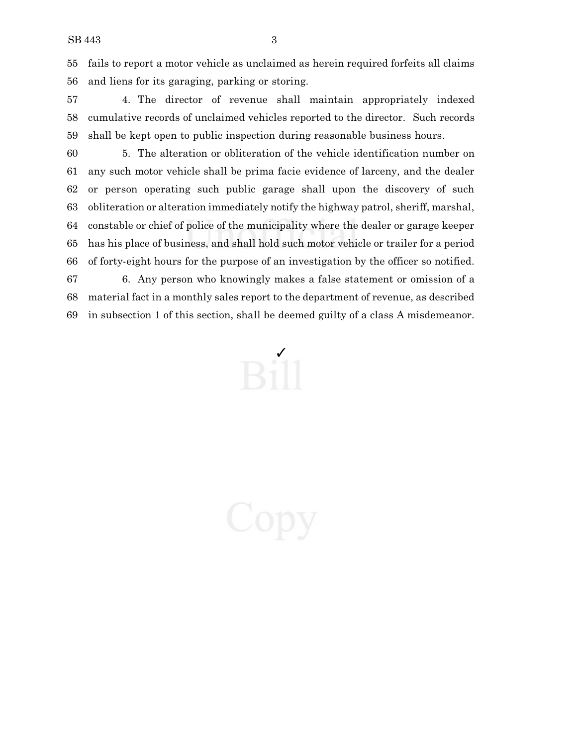fails to report a motor vehicle as unclaimed as herein required forfeits all claims and liens for its garaging, parking or storing.

4. The director of revenue shall maintain appropriately indexed cumulative records of unclaimed vehicles reported to the director. Such records shall be kept open to public inspection during reasonable business hours.

5. The alteration or obliteration of the vehicle identification number on any such motor vehicle shall be prima facie evidence of larceny, and the dealer or person operating such public garage shall upon the discovery of such obliteration or alteration immediately notify the highway patrol, sheriff, marshal, constable or chief of police of the municipality where the dealer or garage keeper has his place of business, and shall hold such motor vehicle or trailer for a period of forty-eight hours for the purpose of an investigation by the officer so notified.

6. Any person who knowingly makes a false statement or omission of a material fact in a monthly sales report to the department of revenue, as described in subsection 1 of this section, shall be deemed guilty of a class A misdemeanor.

✓